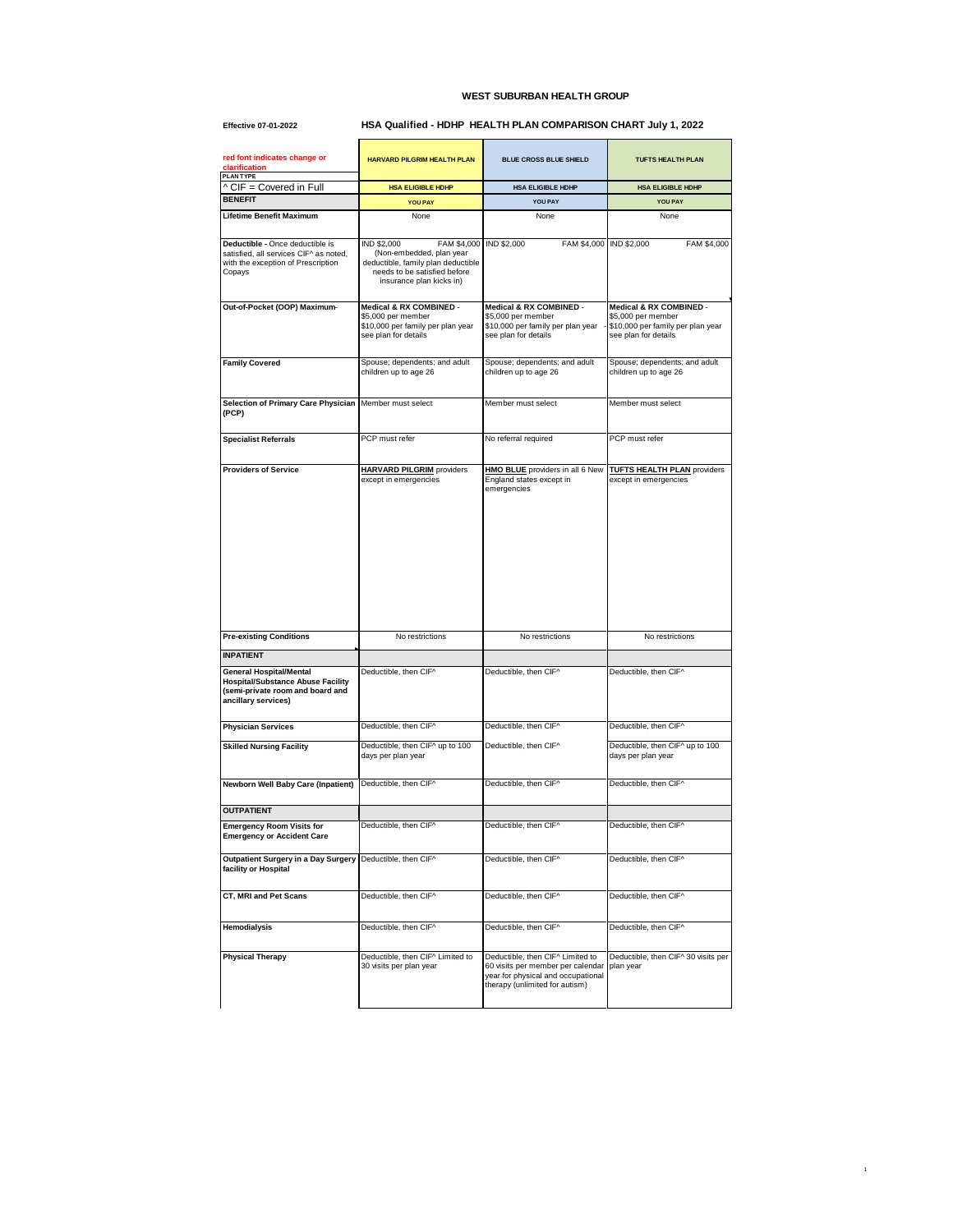# WEST SUBURBAN HEALTH GROUP

**Effective 07-01-2022**

## HSA Qualified - HDHP HEALTH PLAN COMPARISON CHART July 1, 2022

| red font indicates change or clarification<br>PLAN TYPE | HARVARD PILGRIM HEALTH PLAN | BLUE CROSS BLUE SHIELD | TUFTS HEALTH PLAN |
|---|---|---|---|
| ^ CIF = Covered in Full | HSA ELIGIBLE HDHP | HSA ELIGIBLE HDHP | HSA ELIGIBLE HDHP |
| **BENEFIT** | YOU PAY | YOU PAY | YOU PAY |
| **Lifetime Benefit Maximum** | None | None | None |
| **Deductible** - Once deductible is satisfied, all services CIF^ as noted, with the exception of Prescription Copays | IND $2,000 FAM $4,000 (Non-embedded, plan year deductible, family plan deductible needs to be satisfied before insurance plan kicks in) | IND $2,000 FAM $4,000 | IND $2,000 FAM $4,000 |
| **Out-of-Pocket (OOP) Maximum** | **Medical & RX COMBINED** - $5,000 per member $10,000 per family per plan year see plan for details | **Medical & RX COMBINED** - $5,000 per member $10,000 per family per plan year see plan for details | **Medical & RX COMBINED** - $5,000 per member $10,000 per family per plan year see plan for details |
| **Family Covered** | Spouse; dependents; and adult children up to age 26 | Spouse; dependents; and adult children up to age 26 | Spouse; dependents; and adult children up to age 26 |
| **Selection of Primary Care Physician (PCP)** | Member must select | Member must select | Member must select |
| **Specialist Referrals** | PCP must refer | No referral required | PCP must refer |
| **Providers of Service** | **HARVARD PILGRIM** providers except in emergencies | **HMO BLUE** providers in all 6 New England states except in emergencies | **TUFTS HEALTH PLAN** providers except in emergencies |
| **Pre-existing Conditions** | No restrictions | No restrictions | No restrictions |
| **INPATIENT** | | | |
| **General Hospital/Mental Hospital/Substance Abuse Facility (semi-private room and board and ancillary services)** | Deductible, then CIF^ | Deductible, then CIF^ | Deductible, then CIF^ |
| **Physician Services** | Deductible, then CIF^ | Deductible, then CIF^ | Deductible, then CIF^ |
| **Skilled Nursing Facility** | Deductible, then CIF^ up to 100 days per plan year | Deductible, then CIF^ | Deductible, then CIF^ up to 100 days per plan year |
| **Newborn Well Baby Care (Inpatient)** | Deductible, then CIF^ | Deductible, then CIF^ | Deductible, then CIF^ |
| **OUTPATIENT** | | | |
| **Emergency Room Visits for Emergency or Accident Care** | Deductible, then CIF^ | Deductible, then CIF^ | Deductible, then CIF^ |
| **Outpatient Surgery in a Day Surgery facility or Hospital** | Deductible, then CIF^ | Deductible, then CIF^ | Deductible, then CIF^ |
| **CT, MRI and Pet Scans** | Deductible, then CIF^ | Deductible, then CIF^ | Deductible, then CIF^ |
| **Hemodialysis** | Deductible, then CIF^ | Deductible, then CIF^ | Deductible, then CIF^ |
| **Physical Therapy** | Deductible, then CIF^ Limited to 30 visits per plan year | Deductible, then CIF^ Limited to 60 visits per member per calendar year for physical and occupational therapy (unlimited for autism) | Deductible, then CIF^ 30 visits per plan year |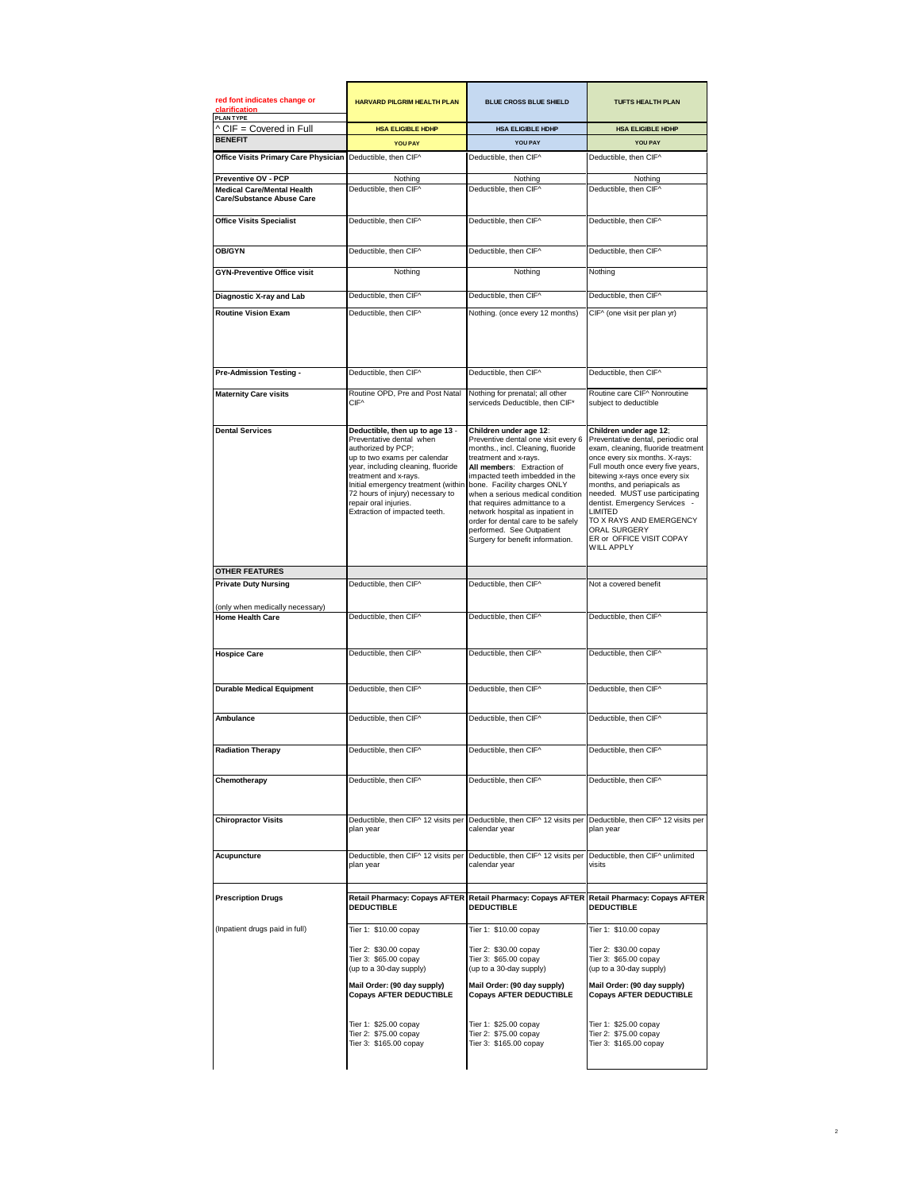| red font indicates change or clarification<br>PLAN TYPE | HARVARD PILGRIM HEALTH PLAN | BLUE CROSS BLUE SHIELD | TUFTS HEALTH PLAN |
|---|---|---|---|
| ^ CIF = Covered in Full | HSA ELIGIBLE HDHP | HSA ELIGIBLE HDHP | HSA ELIGIBLE HDHP |
| **BENEFIT** | YOU PAY | YOU PAY | YOU PAY |
| **Office Visits Primary Care Physician** | Deductible, then CIF^ | Deductible, then CIF^ | Deductible, then CIF^ |
| **Preventive OV - PCP** | Nothing | Nothing | Nothing |
| **Medical Care/Mental Health Care/Substance Abuse Care** | Deductible, then CIF^ | Deductible, then CIF^ | Deductible, then CIF^ |
| **Office Visits Specialist** | Deductible, then CIF^ | Deductible, then CIF^ | Deductible, then CIF^ |
| **OB/GYN** | Deductible, then CIF^ | Deductible, then CIF^ | Deductible, then CIF^ |
| **GYN-Preventive Office visit** | Nothing | Nothing | Nothing |
| **Diagnostic X-ray and Lab** | Deductible, then CIF^ | Deductible, then CIF^ | Deductible, then CIF^ |
| **Routine Vision Exam** | Deductible, then CIF^ | Nothing. (once every 12 months) | CIF^ (one visit per plan yr) |
| **Pre-Admission Testing -** | Deductible, then CIF^ | Deductible, then CIF^ | Deductible, then CIF^ |
| **Maternity Care visits** | Routine OPD, Pre and Post Natal CIF^ | Nothing for prenatal; all other serviceds Deductible, then CIF* | Routine care CIF^ Nonroutine subject to deductible |
| **Dental Services** | **Deductible, then up to age 13** - Preventative dental when authorized by PCP; up to two exams per calendar year, including cleaning, fluoride treatment and x-rays. Initial emergency treatment (within 72 hours of injury) necessary to repair oral injuries. Extraction of impacted teeth. | **Children under age 12**: Preventive dental one visit every 6 months., incl. Cleaning, fluoride treatment and x-rays. **All members**: Extraction of impacted teeth imbedded in the bone. Facility charges ONLY when a serious medical condition that requires admittance to a network hospital as inpatient in order for dental care to be safely performed. See Outpatient Surgery for benefit information. | **Children under age 12**; Preventative dental, periodic oral exam, cleaning, fluoride treatment once every six months. X-rays: Full mouth once every five years, bitewing x-rays once every six months, and periapicals as needed. MUST use participating dentist. Emergency Services - LIMITED TO X RAYS AND EMERGENCY ORAL SURGERY ER or OFFICE VISIT COPAY WILL APPLY |
| **OTHER FEATURES** | | | |
| **Private Duty Nursing**<br><br>(only when medically necessary) | Deductible, then CIF^ | Deductible, then CIF^ | Not a covered benefit |
| **Home Health Care** | Deductible, then CIF^ | Deductible, then CIF^ | Deductible, then CIF^ |
| **Hospice Care** | Deductible, then CIF^ | Deductible, then CIF^ | Deductible, then CIF^ |
| **Durable Medical Equipment** | Deductible, then CIF^ | Deductible, then CIF^ | Deductible, then CIF^ |
| **Ambulance** | Deductible, then CIF^ | Deductible, then CIF^ | Deductible, then CIF^ |
| **Radiation Therapy** | Deductible, then CIF^ | Deductible, then CIF^ | Deductible, then CIF^ |
| **Chemotherapy** | Deductible, then CIF^ | Deductible, then CIF^ | Deductible, then CIF^ |
| **Chiropractor Visits** | Deductible, then CIF^ 12 visits per plan year | Deductible, then CIF^ 12 visits per calendar year | Deductible, then CIF^ 12 visits per plan year |
| **Acupuncture** | Deductible, then CIF^ 12 visits per plan year | Deductible, then CIF^ 12 visits per calendar year | Deductible, then CIF^ unlimited visits |
| **Prescription Drugs** | **Retail Pharmacy: Copays AFTER DEDUCTIBLE** | **Retail Pharmacy: Copays AFTER DEDUCTIBLE** | **Retail Pharmacy: Copays AFTER DEDUCTIBLE** |
| (Inpatient drugs paid in full) | Tier 1: \$10.00 copay<br><br>Tier 2: \$30.00 copay<br>Tier 3: \$65.00 copay<br>(up to a 30-day supply)<br><br>**Mail Order: (90 day supply) Copays AFTER DEDUCTIBLE**<br><br>Tier 1: \$25.00 copay<br>Tier 2: \$75.00 copay<br>Tier 3: \$165.00 copay | Tier 1: \$10.00 copay<br><br>Tier 2: \$30.00 copay<br>Tier 3: \$65.00 copay<br>(up to a 30-day supply)<br><br>**Mail Order: (90 day supply) Copays AFTER DEDUCTIBLE**<br><br>Tier 1: \$25.00 copay<br>Tier 2: \$75.00 copay<br>Tier 3: \$165.00 copay | Tier 1: \$10.00 copay<br><br>Tier 2: \$30.00 copay<br>Tier 3: \$65.00 copay<br>(up to a 30-day supply)<br><br>**Mail Order: (90 day supply) Copays AFTER DEDUCTIBLE**<br><br>Tier 1: \$25.00 copay<br>Tier 2: \$75.00 copay<br>Tier 3: \$165.00 copay |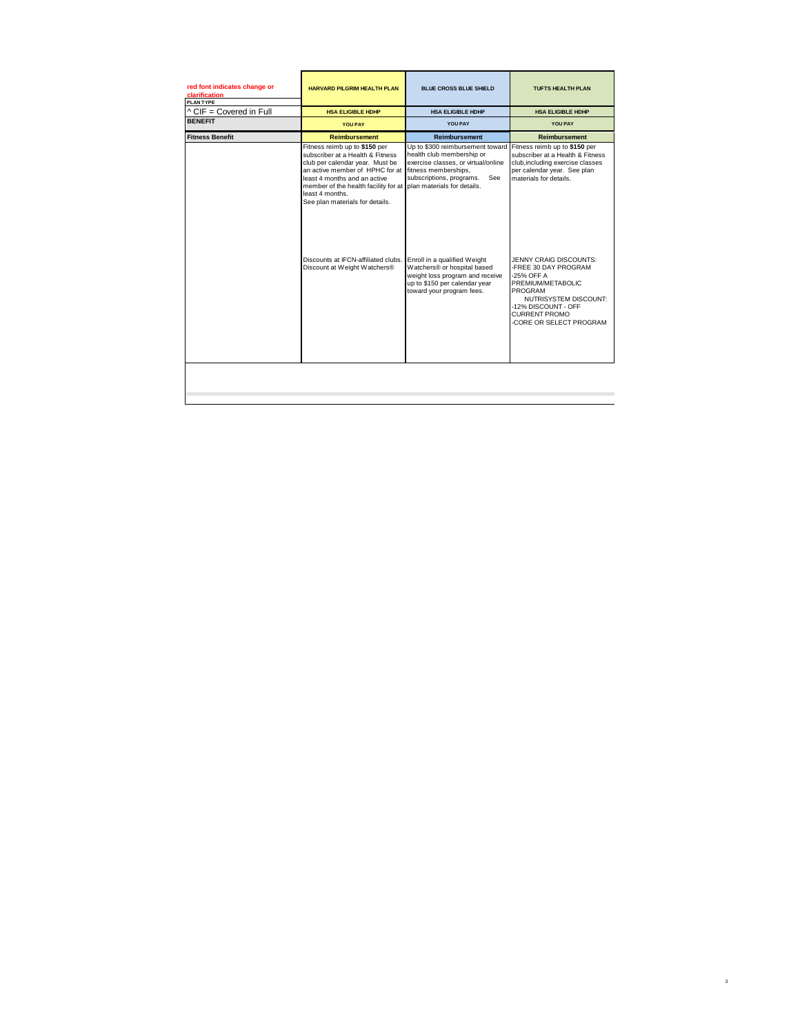| red font indicates change or clarification PLAN TYPE | HARVARD PILGRIM HEALTH PLAN | BLUE CROSS BLUE SHIELD | TUFTS HEALTH PLAN |
| --- | --- | --- | --- |
| ^ CIF = Covered in Full | HSA ELIGIBLE HDHP | HSA ELIGIBLE HDHP | HSA ELIGIBLE HDHP |
| BENEFIT | YOU PAY | YOU PAY | YOU PAY |
| Fitness Benefit | Reimbursement | Reimbursement | Reimbursement |
| | Fitness reimb up to **$150** per subscriber at a Health & Fitness club per calendar year. Must be an active member of HPHC for at least 4 months and an active member of the health facility for at least 4 months. See plan materials for details. | Up to $300 reimbursement toward health club membership or exercise classes, or virtual/online fitness memberships, subscriptions, programs. See plan materials for details. | Fitness reimb up to **$150** per subscriber at a Health & Fitness club,including exercise classes per calendar year. See plan materials for details. |
| | Discounts at IFCN-affiliated clubs. Discount at Weight Watchers® | Enroll in a qualified Weight Watchers® or hospital based weight loss program and receive up to $150 per calendar year toward your program fees. | JENNY CRAIG DISCOUNTS: -FREE 30 DAY PROGRAM -25% OFF A PREMIUM/METABOLIC PROGRAM NUTRISYSTEM DISCOUNT: -12% DISCOUNT - OFF CURRENT PROMO -CORE OR SELECT PROGRAM |